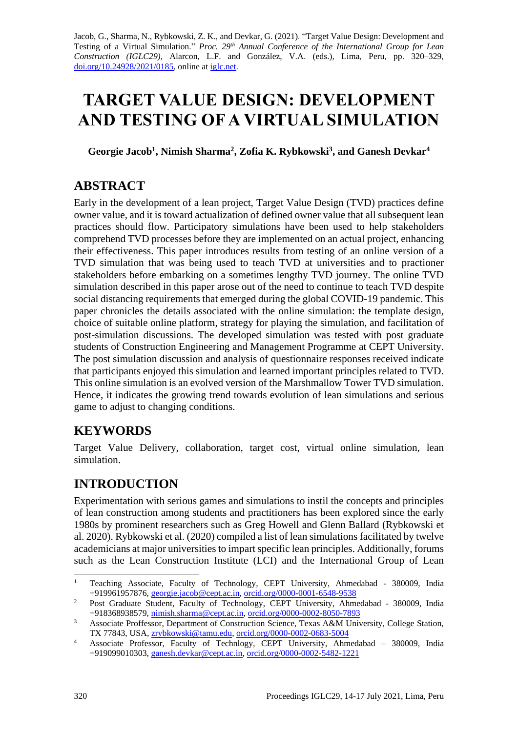Jacob, G., Sharma, N., Rybkowski, Z. K., and Devkar, G. (2021). "Target Value Design: Development and Testing of a Virtual Simulation." *Proc. 29th Annual Conference of the International Group for Lean Construction (IGLC29)*, Alarcon, L.F. and González, V.A. (eds.), Lima, Peru, pp. 320–329, doi.org/10.24928/2021/0185, online at iglc.net.

# TARGET VALUE DESIGN: DEVELOPMENT AND TESTING OF A VIRTUAL SIMULATION

**Georgie Jacob[1], Nimish Sharma[2], Zofia K. Rybkowski[3], and Ganesh Devkar[4]**

## ABSTRACT

Early in the development of a lean project, Target Value Design (TVD) practices define owner value, and it is toward actualization of defined owner value that all subsequent lean practices should flow. Participatory simulations have been used to help stakeholders comprehend TVD processes before they are implemented on an actual project, enhancing their effectiveness. This paper introduces results from testing of an online version of a TVD simulation that was being used to teach TVD at universities and to practioner stakeholders before embarking on a sometimes lengthy TVD journey. The online TVD simulation described in this paper arose out of the need to continue to teach TVD despite social distancing requirements that emerged during the global COVID-19 pandemic. This paper chronicles the details associated with the online simulation: the template design, choice of suitable online platform, strategy for playing the simulation, and facilitation of post-simulation discussions. The developed simulation was tested with post graduate students of Construction Engineering and Management Programme at CEPT University. The post simulation discussion and analysis of questionnaire responses received indicate that participants enjoyed this simulation and learned important principles related to TVD. This online simulation is an evolved version of the Marshmallow Tower TVD simulation. Hence, it indicates the growing trend towards evolution of lean simulations and serious game to adjust to changing conditions.

## KEYWORDS

Target Value Delivery, collaboration, target cost, virtual online simulation, lean simulation.

## INTRODUCTION

Experimentation with serious games and simulations to instil the concepts and principles of lean construction among students and practitioners has been explored since the early 1980s by prominent researchers such as Greg Howell and Glenn Ballard (Rybkowski et al. 2020). Rybkowski et al. (2020) compiled a list of lean simulations facilitated by twelve academicians at major universities to impart specific lean principles. Additionally, forums such as the Lean Construction Institute (LCI) and the International Group of Lean

---

[1] Teaching Associate, Faculty of Technology, CEPT University, Ahmedabad - 380009, India +919961957876, georgie.jacob@cept.ac.in, orcid.org/0000-0001-6548-9538

[2] Post Graduate Student, Faculty of Technlogy, CEPT University, Ahmedabad - 380009, India +918368938579, nimish.sharma@cept.ac.in, orcid.org/0000-0002-8050-7893

[3] Associate Proffessor, Department of Construction Science, Texas A&M University, College Station, TX 77843, USA, zrybkowski@tamu.edu, orcid.org/0000-0002-0683-5004

[4] Associate Professor, Faculty of Technlogy, CEPT University, Ahmedabad – 380009, India +919099010303, ganesh.devkar@cept.ac.in, orcid.org/0000-0002-5482-1221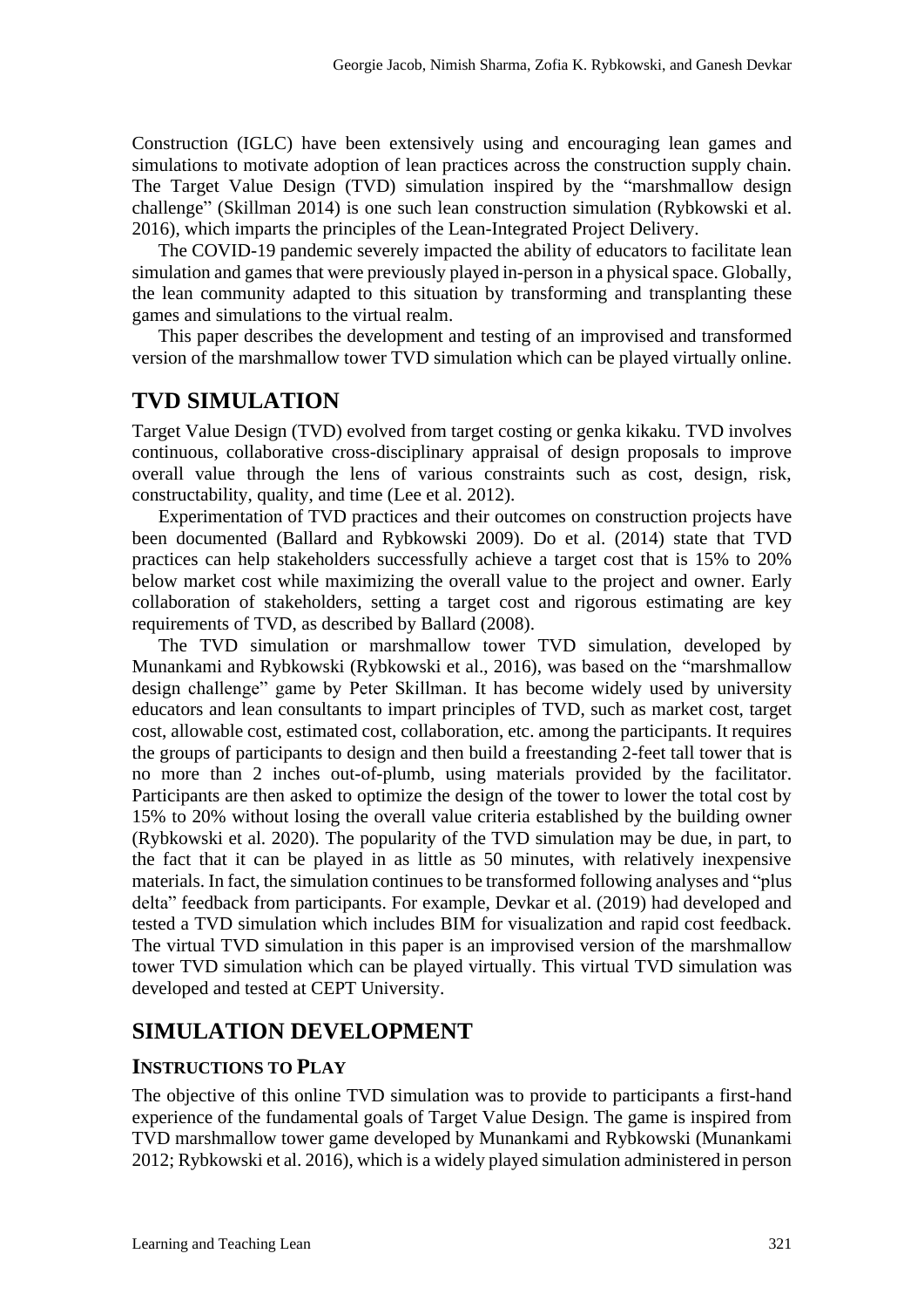Construction (IGLC) have been extensively using and encouraging lean games and simulations to motivate adoption of lean practices across the construction supply chain. The Target Value Design (TVD) simulation inspired by the "marshmallow design challenge" (Skillman 2014) is one such lean construction simulation (Rybkowski et al. 2016), which imparts the principles of the Lean-Integrated Project Delivery.

The COVID-19 pandemic severely impacted the ability of educators to facilitate lean simulation and games that were previously played in-person in a physical space. Globally, the lean community adapted to this situation by transforming and transplanting these games and simulations to the virtual realm.

This paper describes the development and testing of an improvised and transformed version of the marshmallow tower TVD simulation which can be played virtually online.

## TVD SIMULATION

Target Value Design (TVD) evolved from target costing or genka kikaku. TVD involves continuous, collaborative cross-disciplinary appraisal of design proposals to improve overall value through the lens of various constraints such as cost, design, risk, constructability, quality, and time (Lee et al. 2012).

Experimentation of TVD practices and their outcomes on construction projects have been documented (Ballard and Rybkowski 2009). Do et al. (2014) state that TVD practices can help stakeholders successfully achieve a target cost that is 15% to 20% below market cost while maximizing the overall value to the project and owner. Early collaboration of stakeholders, setting a target cost and rigorous estimating are key requirements of TVD, as described by Ballard (2008).

The TVD simulation or marshmallow tower TVD simulation, developed by Munankami and Rybkowski (Rybkowski et al., 2016), was based on the "marshmallow design challenge" game by Peter Skillman. It has become widely used by university educators and lean consultants to impart principles of TVD, such as market cost, target cost, allowable cost, estimated cost, collaboration, etc. among the participants. It requires the groups of participants to design and then build a freestanding 2-feet tall tower that is no more than 2 inches out-of-plumb, using materials provided by the facilitator. Participants are then asked to optimize the design of the tower to lower the total cost by 15% to 20% without losing the overall value criteria established by the building owner (Rybkowski et al. 2020). The popularity of the TVD simulation may be due, in part, to the fact that it can be played in as little as 50 minutes, with relatively inexpensive materials. In fact, the simulation continues to be transformed following analyses and "plus delta" feedback from participants. For example, Devkar et al. (2019) had developed and tested a TVD simulation which includes BIM for visualization and rapid cost feedback. The virtual TVD simulation in this paper is an improvised version of the marshmallow tower TVD simulation which can be played virtually. This virtual TVD simulation was developed and tested at CEPT University.

## SIMULATION DEVELOPMENT

### INSTRUCTIONS TO PLAY

The objective of this online TVD simulation was to provide to participants a first-hand experience of the fundamental goals of Target Value Design. The game is inspired from TVD marshmallow tower game developed by Munankami and Rybkowski (Munankami 2012; Rybkowski et al. 2016), which is a widely played simulation administered in person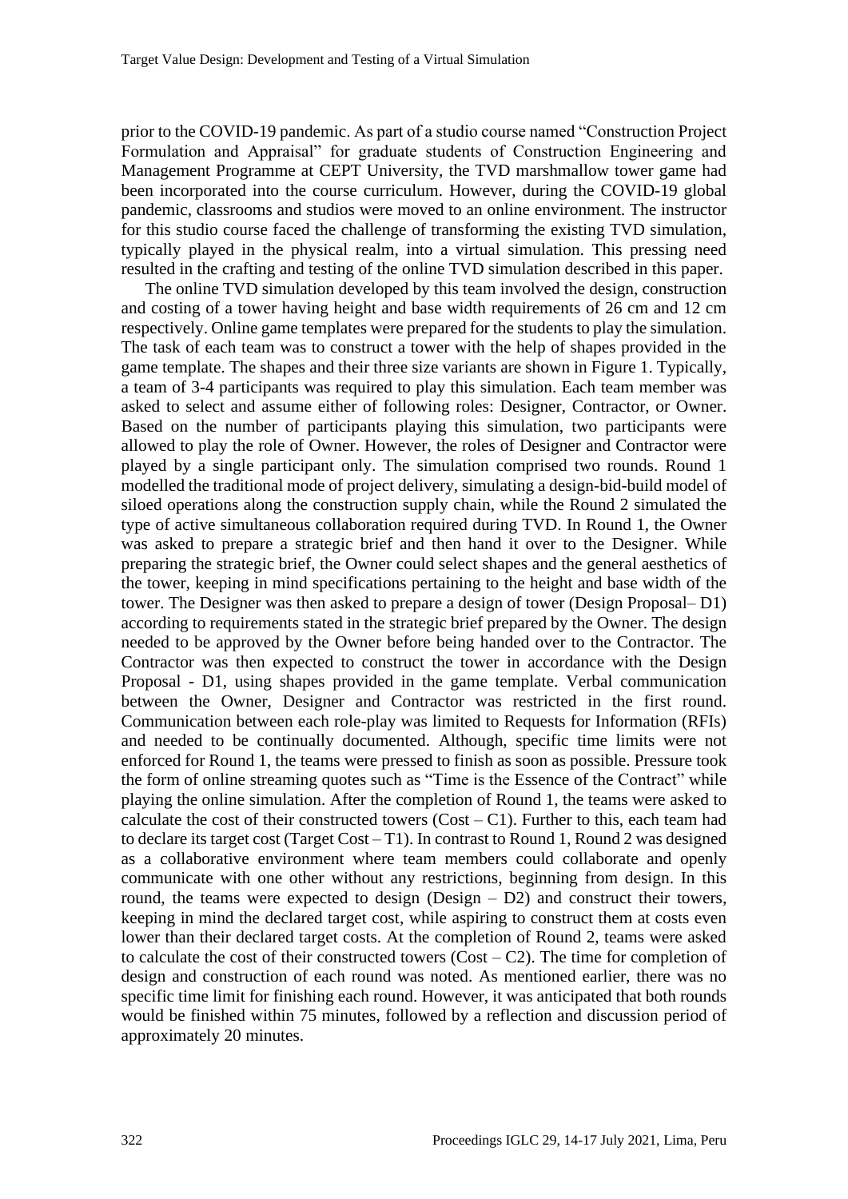prior to the COVID-19 pandemic. As part of a studio course named "Construction Project Formulation and Appraisal" for graduate students of Construction Engineering and Management Programme at CEPT University, the TVD marshmallow tower game had been incorporated into the course curriculum. However, during the COVID-19 global pandemic, classrooms and studios were moved to an online environment. The instructor for this studio course faced the challenge of transforming the existing TVD simulation, typically played in the physical realm, into a virtual simulation. This pressing need resulted in the crafting and testing of the online TVD simulation described in this paper.

The online TVD simulation developed by this team involved the design, construction and costing of a tower having height and base width requirements of 26 cm and 12 cm respectively. Online game templates were prepared for the students to play the simulation. The task of each team was to construct a tower with the help of shapes provided in the game template. The shapes and their three size variants are shown in Figure 1. Typically, a team of 3-4 participants was required to play this simulation. Each team member was asked to select and assume either of following roles: Designer, Contractor, or Owner. Based on the number of participants playing this simulation, two participants were allowed to play the role of Owner. However, the roles of Designer and Contractor were played by a single participant only. The simulation comprised two rounds. Round 1 modelled the traditional mode of project delivery, simulating a design-bid-build model of siloed operations along the construction supply chain, while the Round 2 simulated the type of active simultaneous collaboration required during TVD. In Round 1, the Owner was asked to prepare a strategic brief and then hand it over to the Designer. While preparing the strategic brief, the Owner could select shapes and the general aesthetics of the tower, keeping in mind specifications pertaining to the height and base width of the tower. The Designer was then asked to prepare a design of tower (Design Proposal– D1) according to requirements stated in the strategic brief prepared by the Owner. The design needed to be approved by the Owner before being handed over to the Contractor. The Contractor was then expected to construct the tower in accordance with the Design Proposal - D1, using shapes provided in the game template. Verbal communication between the Owner, Designer and Contractor was restricted in the first round. Communication between each role-play was limited to Requests for Information (RFIs) and needed to be continually documented. Although, specific time limits were not enforced for Round 1, the teams were pressed to finish as soon as possible. Pressure took the form of online streaming quotes such as "Time is the Essence of the Contract" while playing the online simulation. After the completion of Round 1, the teams were asked to calculate the cost of their constructed towers (Cost – C1). Further to this, each team had to declare its target cost (Target Cost – T1). In contrast to Round 1, Round 2 was designed as a collaborative environment where team members could collaborate and openly communicate with one other without any restrictions, beginning from design. In this round, the teams were expected to design (Design – D2) and construct their towers, keeping in mind the declared target cost, while aspiring to construct them at costs even lower than their declared target costs. At the completion of Round 2, teams were asked to calculate the cost of their constructed towers (Cost – C2). The time for completion of design and construction of each round was noted. As mentioned earlier, there was no specific time limit for finishing each round. However, it was anticipated that both rounds would be finished within 75 minutes, followed by a reflection and discussion period of approximately 20 minutes.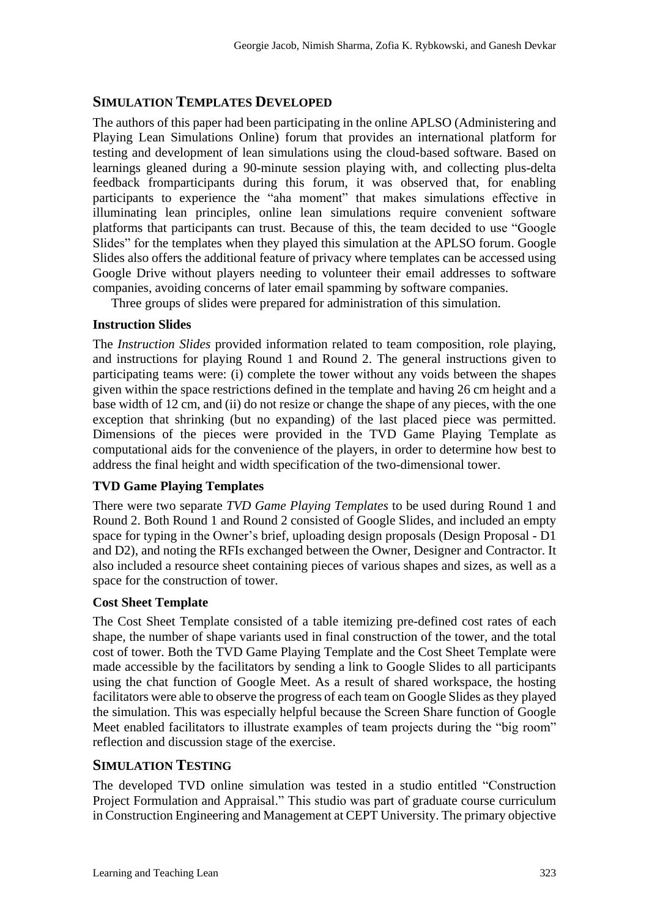## SIMULATION TEMPLATES DEVELOPED

The authors of this paper had been participating in the online APLSO (Administering and Playing Lean Simulations Online) forum that provides an international platform for testing and development of lean simulations using the cloud-based software. Based on learnings gleaned during a 90-minute session playing with, and collecting plus-delta feedback fromparticipants during this forum, it was observed that, for enabling participants to experience the "aha moment" that makes simulations effective in illuminating lean principles, online lean simulations require convenient software platforms that participants can trust. Because of this, the team decided to use "Google Slides" for the templates when they played this simulation at the APLSO forum. Google Slides also offers the additional feature of privacy where templates can be accessed using Google Drive without players needing to volunteer their email addresses to software companies, avoiding concerns of later email spamming by software companies.

Three groups of slides were prepared for administration of this simulation.

### Instruction Slides

The *Instruction Slides* provided information related to team composition, role playing, and instructions for playing Round 1 and Round 2. The general instructions given to participating teams were: (i) complete the tower without any voids between the shapes given within the space restrictions defined in the template and having 26 cm height and a base width of 12 cm, and (ii) do not resize or change the shape of any pieces, with the one exception that shrinking (but no expanding) of the last placed piece was permitted. Dimensions of the pieces were provided in the TVD Game Playing Template as computational aids for the convenience of the players, in order to determine how best to address the final height and width specification of the two-dimensional tower.

### TVD Game Playing Templates

There were two separate *TVD Game Playing Templates* to be used during Round 1 and Round 2. Both Round 1 and Round 2 consisted of Google Slides, and included an empty space for typing in the Owner's brief, uploading design proposals (Design Proposal - D1 and D2), and noting the RFIs exchanged between the Owner, Designer and Contractor. It also included a resource sheet containing pieces of various shapes and sizes, as well as a space for the construction of tower.

### Cost Sheet Template

The Cost Sheet Template consisted of a table itemizing pre-defined cost rates of each shape, the number of shape variants used in final construction of the tower, and the total cost of tower. Both the TVD Game Playing Template and the Cost Sheet Template were made accessible by the facilitators by sending a link to Google Slides to all participants using the chat function of Google Meet. As a result of shared workspace, the hosting facilitators were able to observe the progress of each team on Google Slides as they played the simulation. This was especially helpful because the Screen Share function of Google Meet enabled facilitators to illustrate examples of team projects during the "big room" reflection and discussion stage of the exercise.

## SIMULATION TESTING

The developed TVD online simulation was tested in a studio entitled "Construction Project Formulation and Appraisal." This studio was part of graduate course curriculum in Construction Engineering and Management at CEPT University. The primary objective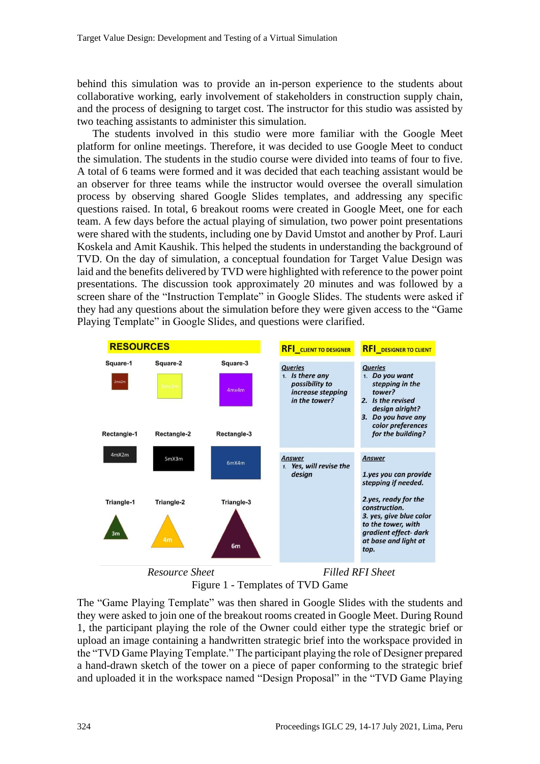behind this simulation was to provide an in-person experience to the students about collaborative working, early involvement of stakeholders in construction supply chain, and the process of designing to target cost. The instructor for this studio was assisted by two teaching assistants to administer this simulation.

The students involved in this studio were more familiar with the Google Meet platform for online meetings. Therefore, it was decided to use Google Meet to conduct the simulation. The students in the studio course were divided into teams of four to five. A total of 6 teams were formed and it was decided that each teaching assistant would be an observer for three teams while the instructor would oversee the overall simulation process by observing shared Google Slides templates, and addressing any specific questions raised. In total, 6 breakout rooms were created in Google Meet, one for each team. A few days before the actual playing of simulation, two power point presentations were shared with the students, including one by David Umstot and another by Prof. Lauri Koskela and Amit Kaushik. This helped the students in understanding the background of TVD. On the day of simulation, a conceptual foundation for Target Value Design was laid and the benefits delivered by TVD were highlighted with reference to the power point presentations. The discussion took approximately 20 minutes and was followed by a screen share of the "Instruction Template" in Google Slides. The students were asked if they had any questions about the simulation before they were given access to the "Game Playing Template" in Google Slides, and questions were clarified.

**RESOURCES**

| Square-1 | Square-2 | Square-3 |
|---|---|---|
| 2mx2m | 3mx3m | 4mx4m |

| Rectangle-1 | Rectangle-2 | Rectangle-3 |
|---|---|---|
| 4mX2m | 5mX3m | 6mX4m |

| Triangle-1 | Triangle-2 | Triangle-3 |
|---|---|---|
| 3m | 4m | 6m |

| RFI_CLIENT TO DESIGNER | RFI_DESIGNER TO CLIENT |
|---|---|
| *Queries*<br>1. *Is there any possibility to increase stepping in the tower?* | *Queries*<br>1. *Do you want stepping in the tower?*<br>2. *Is the revised design alright?*<br>3. *Do you have any color preferences for the building?* |
| *Answer*<br>1. *Yes, will revise the design* | *Answer*<br>*1.yes you can provide stepping if needed.*<br>*2.yes, ready for the construction.*<br>*3. yes, give blue color to the tower, with gradient effect- dark at base and light at top.* |

*Resource Sheet* *Filled RFI Sheet*

Figure 1 - Templates of TVD Game

The "Game Playing Template" was then shared in Google Slides with the students and they were asked to join one of the breakout rooms created in Google Meet. During Round 1, the participant playing the role of the Owner could either type the strategic brief or upload an image containing a handwritten strategic brief into the workspace provided in the "TVD Game Playing Template." The participant playing the role of Designer prepared a hand-drawn sketch of the tower on a piece of paper conforming to the strategic brief and uploaded it in the workspace named "Design Proposal" in the "TVD Game Playing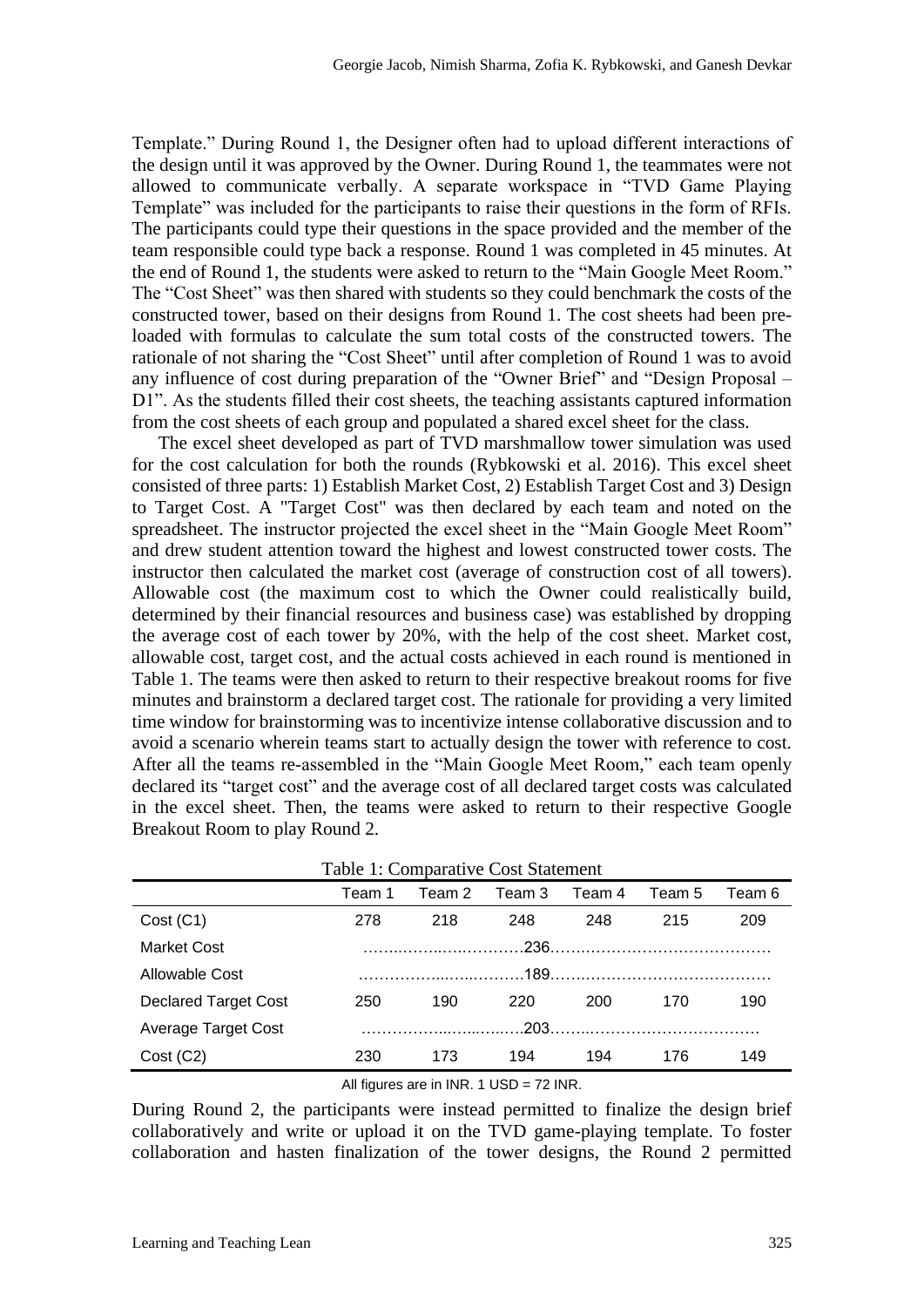Template." During Round 1, the Designer often had to upload different interactions of the design until it was approved by the Owner. During Round 1, the teammates were not allowed to communicate verbally. A separate workspace in "TVD Game Playing Template" was included for the participants to raise their questions in the form of RFIs. The participants could type their questions in the space provided and the member of the team responsible could type back a response. Round 1 was completed in 45 minutes. At the end of Round 1, the students were asked to return to the "Main Google Meet Room." The "Cost Sheet" was then shared with students so they could benchmark the costs of the constructed tower, based on their designs from Round 1. The cost sheets had been pre-loaded with formulas to calculate the sum total costs of the constructed towers. The rationale of not sharing the "Cost Sheet" until after completion of Round 1 was to avoid any influence of cost during preparation of the "Owner Brief" and "Design Proposal – D1". As the students filled their cost sheets, the teaching assistants captured information from the cost sheets of each group and populated a shared excel sheet for the class.

The excel sheet developed as part of TVD marshmallow tower simulation was used for the cost calculation for both the rounds (Rybkowski et al. 2016). This excel sheet consisted of three parts: 1) Establish Market Cost, 2) Establish Target Cost and 3) Design to Target Cost. A "Target Cost" was then declared by each team and noted on the spreadsheet. The instructor projected the excel sheet in the "Main Google Meet Room" and drew student attention toward the highest and lowest constructed tower costs. The instructor then calculated the market cost (average of construction cost of all towers). Allowable cost (the maximum cost to which the Owner could realistically build, determined by their financial resources and business case) was established by dropping the average cost of each tower by 20%, with the help of the cost sheet. Market cost, allowable cost, target cost, and the actual costs achieved in each round is mentioned in Table 1. The teams were then asked to return to their respective breakout rooms for five minutes and brainstorm a declared target cost. The rationale for providing a very limited time window for brainstorming was to incentivize intense collaborative discussion and to avoid a scenario wherein teams start to actually design the tower with reference to cost. After all the teams re-assembled in the "Main Google Meet Room," each team openly declared its "target cost" and the average cost of all declared target costs was calculated in the excel sheet. Then, the teams were asked to return to their respective Google Breakout Room to play Round 2.

Table 1: Comparative Cost Statement

| | Team 1 | Team 2 | Team 3 | Team 4 | Team 5 | Team 6 |
|---|---|---|---|---|---|---|
| Cost (C1) | 278 | 218 | 248 | 248 | 215 | 209 |
| Market Cost | 236 | | | | | |
| Allowable Cost | 189 | | | | | |
| Declared Target Cost | 250 | 190 | 220 | 200 | 170 | 190 |
| Average Target Cost | 203 | | | | | |
| Cost (C2) | 230 | 173 | 194 | 194 | 176 | 149 |

All figures are in INR. 1 USD = 72 INR.

During Round 2, the participants were instead permitted to finalize the design brief collaboratively and write or upload it on the TVD game-playing template. To foster collaboration and hasten finalization of the tower designs, the Round 2 permitted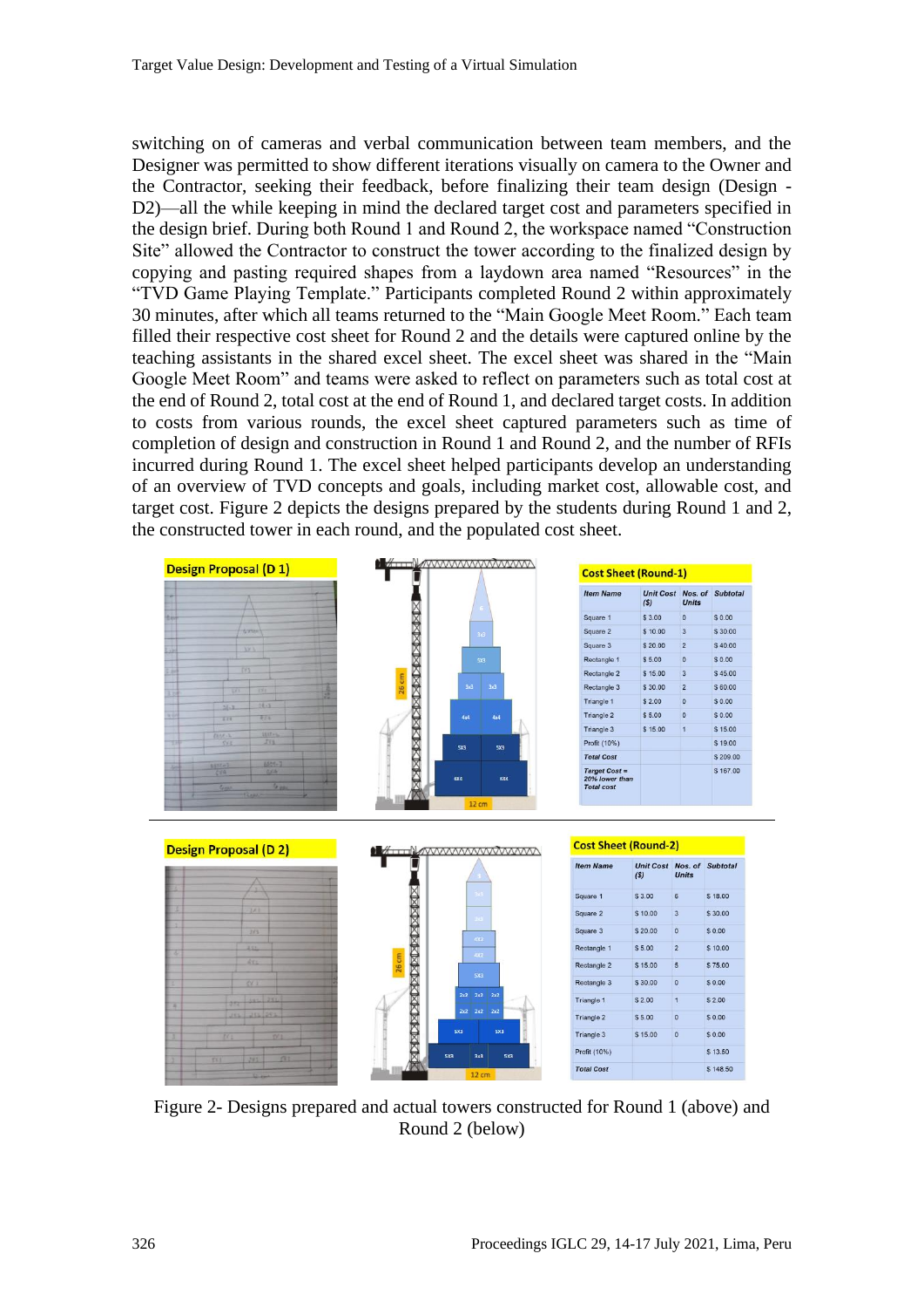switching on of cameras and verbal communication between team members, and the Designer was permitted to show different iterations visually on camera to the Owner and the Contractor, seeking their feedback, before finalizing their team design (Design - D2)—all the while keeping in mind the declared target cost and parameters specified in the design brief. During both Round 1 and Round 2, the workspace named "Construction Site" allowed the Contractor to construct the tower according to the finalized design by copying and pasting required shapes from a laydown area named "Resources" in the "TVD Game Playing Template." Participants completed Round 2 within approximately 30 minutes, after which all teams returned to the "Main Google Meet Room." Each team filled their respective cost sheet for Round 2 and the details were captured online by the teaching assistants in the shared excel sheet. The excel sheet was shared in the "Main Google Meet Room" and teams were asked to reflect on parameters such as total cost at the end of Round 2, total cost at the end of Round 1, and declared target costs. In addition to costs from various rounds, the excel sheet captured parameters such as time of completion of design and construction in Round 1 and Round 2, and the number of RFIs incurred during Round 1. The excel sheet helped participants develop an understanding of an overview of TVD concepts and goals, including market cost, allowable cost, and target cost. Figure 2 depicts the designs prepared by the students during Round 1 and 2, the constructed tower in each round, and the populated cost sheet.

**Design Proposal (D 1)**

**Cost Sheet (Round-1)**

| Item Name | Unit Cost ($) | Nos. of Units | Subtotal |
|---|---|---|---|
| Square 1 | $ 3.00 | 0 | $ 0.00 |
| Square 2 | $ 10.00 | 3 | $ 30.00 |
| Square 3 | $ 20.00 | 2 | $ 40.00 |
| Rectangle 1 | $ 5.00 | 0 | $ 0.00 |
| Rectangle 2 | $ 15.00 | 3 | $ 45.00 |
| Rectangle 3 | $ 30.00 | 2 | $ 60.00 |
| Triangle 1 | $ 2.00 | 0 | $ 0.00 |
| Triangle 2 | $ 5.00 | 0 | $ 0.00 |
| Triangle 3 | $ 15.00 | 1 | $ 15.00 |
| Profit (10%) | | | $ 19.00 |
| Total Cost | | | $ 209.00 |
| Target Cost = 20% lower than Total cost | | | $ 167.00 |

**Design Proposal (D 2)**

**Cost Sheet (Round-2)**

| Item Name | Unit Cost ($) | Nos. of Units | Subtotal |
|---|---|---|---|
| Square 1 | $ 3.00 | 6 | $ 18.00 |
| Square 2 | $ 10.00 | 3 | $ 30.00 |
| Square 3 | $ 20.00 | 0 | $ 0.00 |
| Rectangle 1 | $ 5.00 | 2 | $ 10.00 |
| Rectangle 2 | $ 15.00 | 5 | $ 75.00 |
| Rectangle 3 | $ 30.00 | 0 | $ 0.00 |
| Triangle 1 | $ 2.00 | 1 | $ 2.00 |
| Triangle 2 | $ 5.00 | 0 | $ 0.00 |
| Triangle 3 | $ 15.00 | 0 | $ 0.00 |
| Profit (10%) | | | $ 13.50 |
| Total Cost | | | $ 148.50 |

Figure 2- Designs prepared and actual towers constructed for Round 1 (above) and Round 2 (below)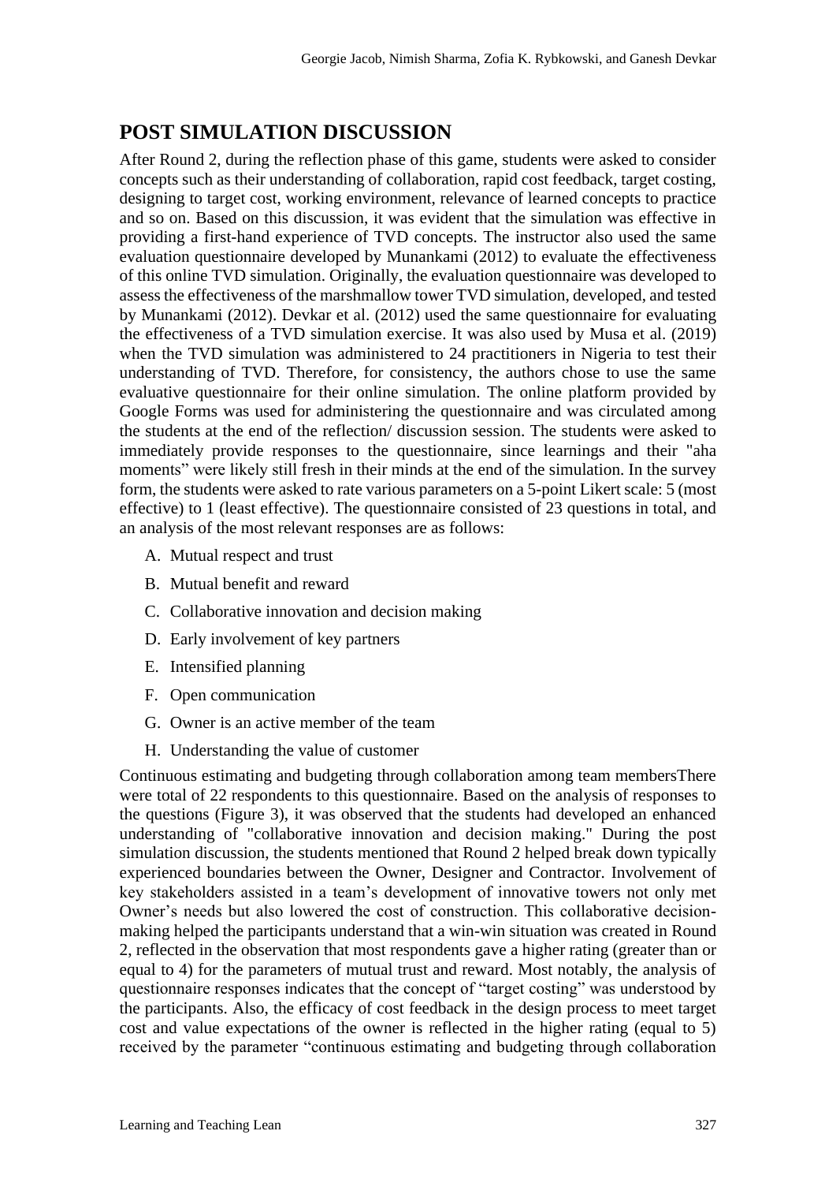## POST SIMULATION DISCUSSION

After Round 2, during the reflection phase of this game, students were asked to consider concepts such as their understanding of collaboration, rapid cost feedback, target costing, designing to target cost, working environment, relevance of learned concepts to practice and so on. Based on this discussion, it was evident that the simulation was effective in providing a first-hand experience of TVD concepts. The instructor also used the same evaluation questionnaire developed by Munankami (2012) to evaluate the effectiveness of this online TVD simulation. Originally, the evaluation questionnaire was developed to assess the effectiveness of the marshmallow tower TVD simulation, developed, and tested by Munankami (2012). Devkar et al. (2012) used the same questionnaire for evaluating the effectiveness of a TVD simulation exercise. It was also used by Musa et al. (2019) when the TVD simulation was administered to 24 practitioners in Nigeria to test their understanding of TVD. Therefore, for consistency, the authors chose to use the same evaluative questionnaire for their online simulation. The online platform provided by Google Forms was used for administering the questionnaire and was circulated among the students at the end of the reflection/ discussion session. The students were asked to immediately provide responses to the questionnaire, since learnings and their "aha moments" were likely still fresh in their minds at the end of the simulation. In the survey form, the students were asked to rate various parameters on a 5-point Likert scale: 5 (most effective) to 1 (least effective). The questionnaire consisted of 23 questions in total, and an analysis of the most relevant responses are as follows:

A. Mutual respect and trust
B. Mutual benefit and reward
C. Collaborative innovation and decision making
D. Early involvement of key partners
E. Intensified planning
F. Open communication
G. Owner is an active member of the team
H. Understanding the value of customer

Continuous estimating and budgeting through collaboration among team membersThere were total of 22 respondents to this questionnaire. Based on the analysis of responses to the questions (Figure 3), it was observed that the students had developed an enhanced understanding of "collaborative innovation and decision making." During the post simulation discussion, the students mentioned that Round 2 helped break down typically experienced boundaries between the Owner, Designer and Contractor. Involvement of key stakeholders assisted in a team's development of innovative towers not only met Owner's needs but also lowered the cost of construction. This collaborative decision-making helped the participants understand that a win-win situation was created in Round 2, reflected in the observation that most respondents gave a higher rating (greater than or equal to 4) for the parameters of mutual trust and reward. Most notably, the analysis of questionnaire responses indicates that the concept of "target costing" was understood by the participants. Also, the efficacy of cost feedback in the design process to meet target cost and value expectations of the owner is reflected in the higher rating (equal to 5) received by the parameter "continuous estimating and budgeting through collaboration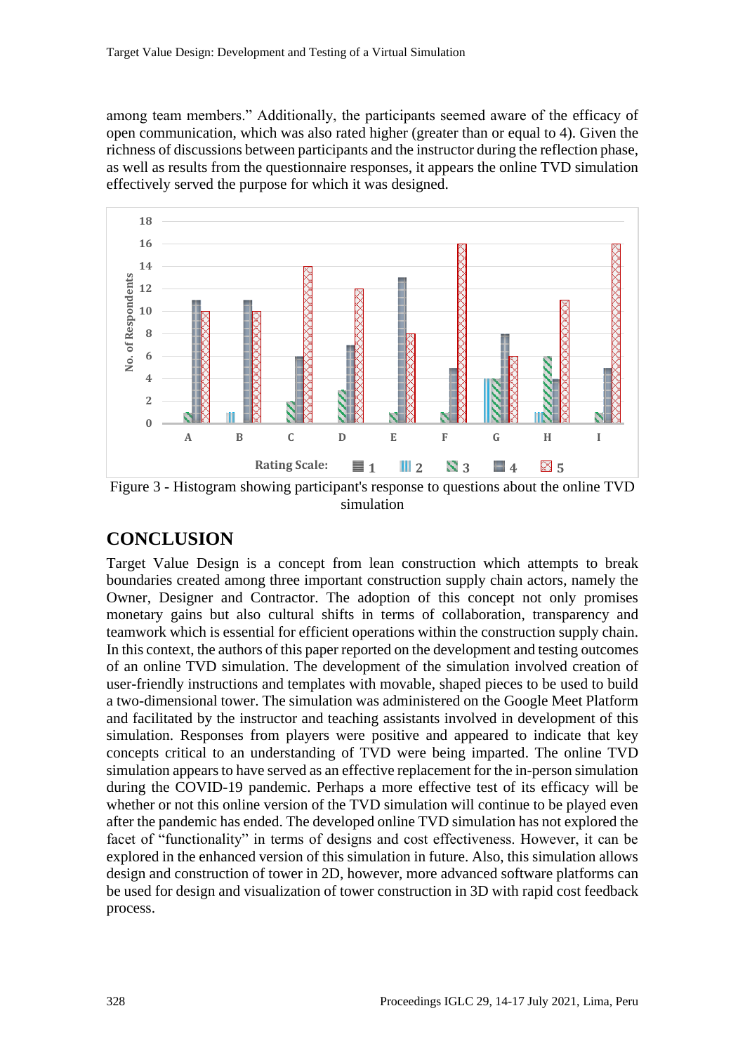among team members." Additionally, the participants seemed aware of the efficacy of open communication, which was also rated higher (greater than or equal to 4). Given the richness of discussions between participants and the instructor during the reflection phase, as well as results from the questionnaire responses, it appears the online TVD simulation effectively served the purpose for which it was designed.

Figure 3 - Histogram showing participant's response to questions about the online TVD simulation

## CONCLUSION

Target Value Design is a concept from lean construction which attempts to break boundaries created among three important construction supply chain actors, namely the Owner, Designer and Contractor. The adoption of this concept not only promises monetary gains but also cultural shifts in terms of collaboration, transparency and teamwork which is essential for efficient operations within the construction supply chain. In this context, the authors of this paper reported on the development and testing outcomes of an online TVD simulation. The development of the simulation involved creation of user-friendly instructions and templates with movable, shaped pieces to be used to build a two-dimensional tower. The simulation was administered on the Google Meet Platform and facilitated by the instructor and teaching assistants involved in development of this simulation. Responses from players were positive and appeared to indicate that key concepts critical to an understanding of TVD were being imparted. The online TVD simulation appears to have served as an effective replacement for the in-person simulation during the COVID-19 pandemic. Perhaps a more effective test of its efficacy will be whether or not this online version of the TVD simulation will continue to be played even after the pandemic has ended. The developed online TVD simulation has not explored the facet of "functionality" in terms of designs and cost effectiveness. However, it can be explored in the enhanced version of this simulation in future. Also, this simulation allows design and construction of tower in 2D, however, more advanced software platforms can be used for design and visualization of tower construction in 3D with rapid cost feedback process.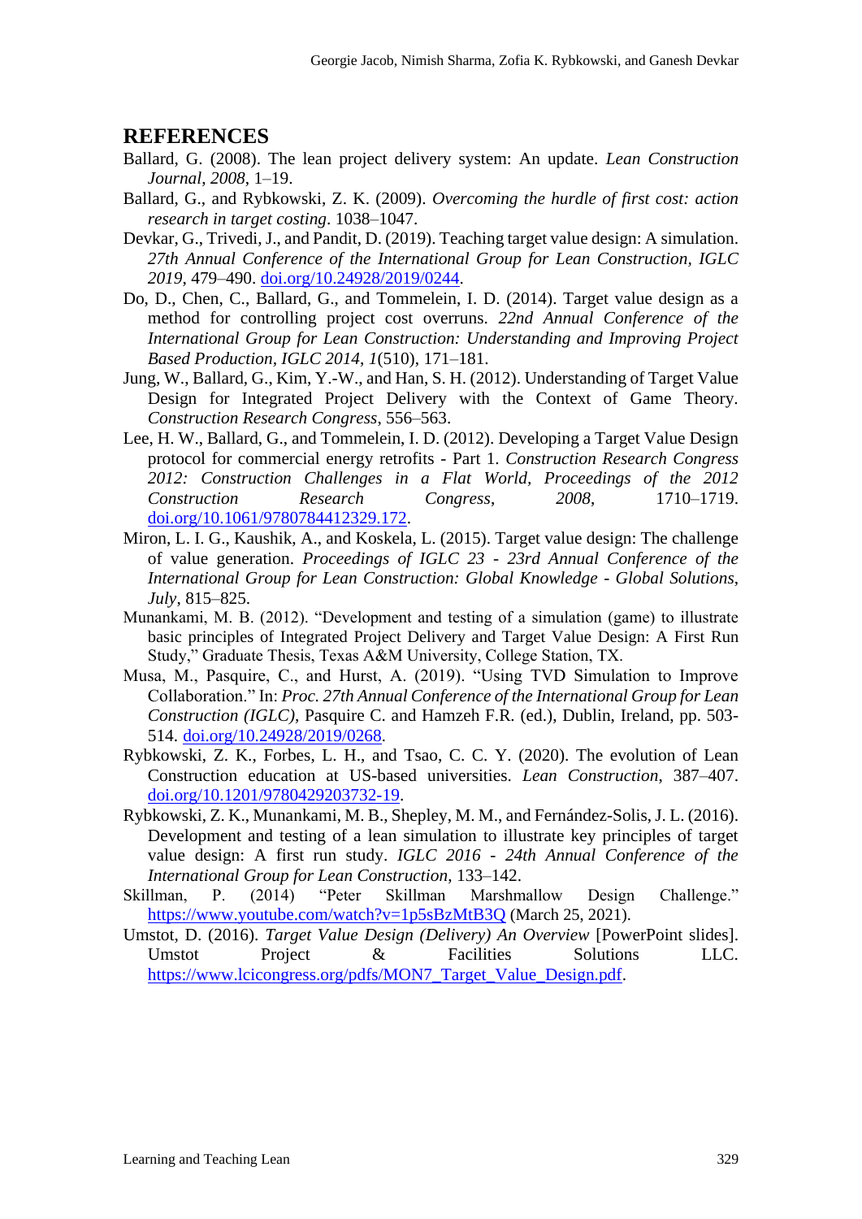## REFERENCES

Ballard, G. (2008). The lean project delivery system: An update. *Lean Construction Journal*, *2008*, 1–19.

Ballard, G., and Rybkowski, Z. K. (2009). *Overcoming the hurdle of first cost: action research in target costing*. 1038–1047.

Devkar, G., Trivedi, J., and Pandit, D. (2019). Teaching target value design: A simulation. *27th Annual Conference of the International Group for Lean Construction, IGLC 2019*, 479–490. doi.org/10.24928/2019/0244.

Do, D., Chen, C., Ballard, G., and Tommelein, I. D. (2014). Target value design as a method for controlling project cost overruns. *22nd Annual Conference of the International Group for Lean Construction: Understanding and Improving Project Based Production, IGLC 2014*, *1*(510), 171–181.

Jung, W., Ballard, G., Kim, Y.-W., and Han, S. H. (2012). Understanding of Target Value Design for Integrated Project Delivery with the Context of Game Theory. *Construction Research Congress*, 556–563.

Lee, H. W., Ballard, G., and Tommelein, I. D. (2012). Developing a Target Value Design protocol for commercial energy retrofits - Part 1. *Construction Research Congress 2012: Construction Challenges in a Flat World, Proceedings of the 2012 Construction Research Congress*, *2008*, 1710–1719. doi.org/10.1061/9780784412329.172.

Miron, L. I. G., Kaushik, A., and Koskela, L. (2015). Target value design: The challenge of value generation. *Proceedings of IGLC 23 - 23rd Annual Conference of the International Group for Lean Construction: Global Knowledge - Global Solutions*, *July*, 815–825.

Munankami, M. B. (2012). "Development and testing of a simulation (game) to illustrate basic principles of Integrated Project Delivery and Target Value Design: A First Run Study," Graduate Thesis, Texas A&M University, College Station, TX.

Musa, M., Pasquire, C., and Hurst, A. (2019). "Using TVD Simulation to Improve Collaboration." In: *Proc. 27th Annual Conference of the International Group for Lean Construction (IGLC)*, Pasquire C. and Hamzeh F.R. (ed.), Dublin, Ireland, pp. 503-514. doi.org/10.24928/2019/0268.

Rybkowski, Z. K., Forbes, L. H., and Tsao, C. C. Y. (2020). The evolution of Lean Construction education at US-based universities. *Lean Construction*, 387–407. doi.org/10.1201/9780429203732-19.

Rybkowski, Z. K., Munankami, M. B., Shepley, M. M., and Fernández-Solis, J. L. (2016). Development and testing of a lean simulation to illustrate key principles of target value design: A first run study. *IGLC 2016 - 24th Annual Conference of the International Group for Lean Construction*, 133–142.

Skillman, P. (2014) "Peter Skillman Marshmallow Design Challenge." https://www.youtube.com/watch?v=1p5sBzMtB3Q (March 25, 2021).

Umstot, D. (2016). *Target Value Design (Delivery) An Overview* [PowerPoint slides]. Umstot Project & Facilities Solutions LLC. https://www.lcicongress.org/pdfs/MON7_Target_Value_Design.pdf.